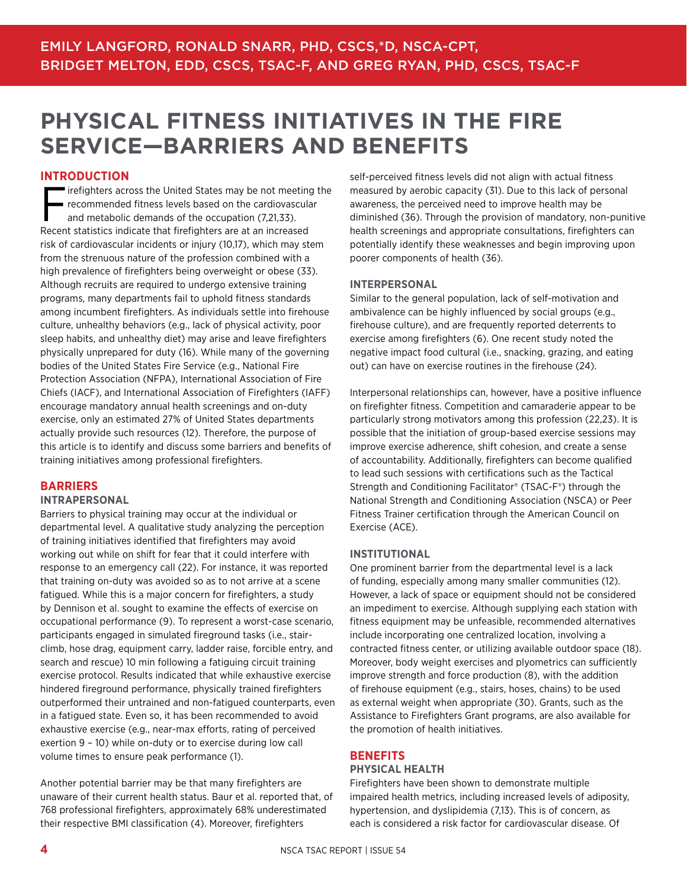EMILY LANGFORD, RONALD SNARR, PHD, CSCS,*D, NSCA-CPT, BRIDGET MELTON, EDD, CSCS, TSAC-F, AND GREG RYAN, PHD, CSCS, TSAC-F

# PHYSICAL FITNESS INITIATIVES IN THE FIRE SERVICE—BARRIERS AND BENEFITS

## INTRODUCTION

Firefighters across the United States may be not meeting the recommended fitness levels based on the cardiovascular and metabolic demands of the occupation (7,21,33). Recent statistics indicate that firefighters are at an increased risk of cardiovascular incidents or injury (10,17), which may stem from the strenuous nature of the profession combined with a high prevalence of firefighters being overweight or obese (33). Although recruits are required to undergo extensive training programs, many departments fail to uphold fitness standards among incumbent firefighters. As individuals settle into firehouse culture, unhealthy behaviors (e.g., lack of physical activity, poor sleep habits, and unhealthy diet) may arise and leave firefighters physically unprepared for duty (16). While many of the governing bodies of the United States Fire Service (e.g., National Fire Protection Association (NFPA), International Association of Fire Chiefs (IACF), and International Association of Firefighters (IAFF) encourage mandatory annual health screenings and on-duty exercise, only an estimated 27% of United States departments actually provide such resources (12). Therefore, the purpose of this article is to identify and discuss some barriers and benefits of training initiatives among professional firefighters.

## BARRIERS

### INTRAPERSONAL

Barriers to physical training may occur at the individual or departmental level. A qualitative study analyzing the perception of training initiatives identified that firefighters may avoid working out while on shift for fear that it could interfere with response to an emergency call (22). For instance, it was reported that training on-duty was avoided so as to not arrive at a scene fatigued. While this is a major concern for firefighters, a study by Dennison et al. sought to examine the effects of exercise on occupational performance (9). To represent a worst-case scenario, participants engaged in simulated fireground tasks (i.e., stair-climb, hose drag, equipment carry, ladder raise, forcible entry, and search and rescue) 10 min following a fatiguing circuit training exercise protocol. Results indicated that while exhaustive exercise hindered fireground performance, physically trained firefighters outperformed their untrained and non-fatigued counterparts, even in a fatigued state. Even so, it has been recommended to avoid exhaustive exercise (e.g., near-max efforts, rating of perceived exertion 9 – 10) while on-duty or to exercise during low call volume times to ensure peak performance (1).

Another potential barrier may be that many firefighters are unaware of their current health status. Baur et al. reported that, of 768 professional firefighters, approximately 68% underestimated their respective BMI classification (4). Moreover, firefighters self-perceived fitness levels did not align with actual fitness measured by aerobic capacity (31). Due to this lack of personal awareness, the perceived need to improve health may be diminished (36). Through the provision of mandatory, non-punitive health screenings and appropriate consultations, firefighters can potentially identify these weaknesses and begin improving upon poorer components of health (36).

### INTERPERSONAL

Similar to the general population, lack of self-motivation and ambivalence can be highly influenced by social groups (e.g., firehouse culture), and are frequently reported deterrents to exercise among firefighters (6). One recent study noted the negative impact food cultural (i.e., snacking, grazing, and eating out) can have on exercise routines in the firehouse (24).

Interpersonal relationships can, however, have a positive influence on firefighter fitness. Competition and camaraderie appear to be particularly strong motivators among this profession (22,23). It is possible that the initiation of group-based exercise sessions may improve exercise adherence, shift cohesion, and create a sense of accountability. Additionally, firefighters can become qualified to lead such sessions with certifications such as the Tactical Strength and Conditioning Facilitator® (TSAC-F®) through the National Strength and Conditioning Association (NSCA) or Peer Fitness Trainer certification through the American Council on Exercise (ACE).

### INSTITUTIONAL

One prominent barrier from the departmental level is a lack of funding, especially among many smaller communities (12). However, a lack of space or equipment should not be considered an impediment to exercise. Although supplying each station with fitness equipment may be unfeasible, recommended alternatives include incorporating one centralized location, involving a contracted fitness center, or utilizing available outdoor space (18). Moreover, body weight exercises and plyometrics can sufficiently improve strength and force production (8), with the addition of firehouse equipment (e.g., stairs, hoses, chains) to be used as external weight when appropriate (30). Grants, such as the Assistance to Firefighters Grant programs, are also available for the promotion of health initiatives.

## BENEFITS

### PHYSICAL HEALTH

Firefighters have been shown to demonstrate multiple impaired health metrics, including increased levels of adiposity, hypertension, and dyslipidemia (7,13). This is of concern, as each is considered a risk factor for cardiovascular disease. Of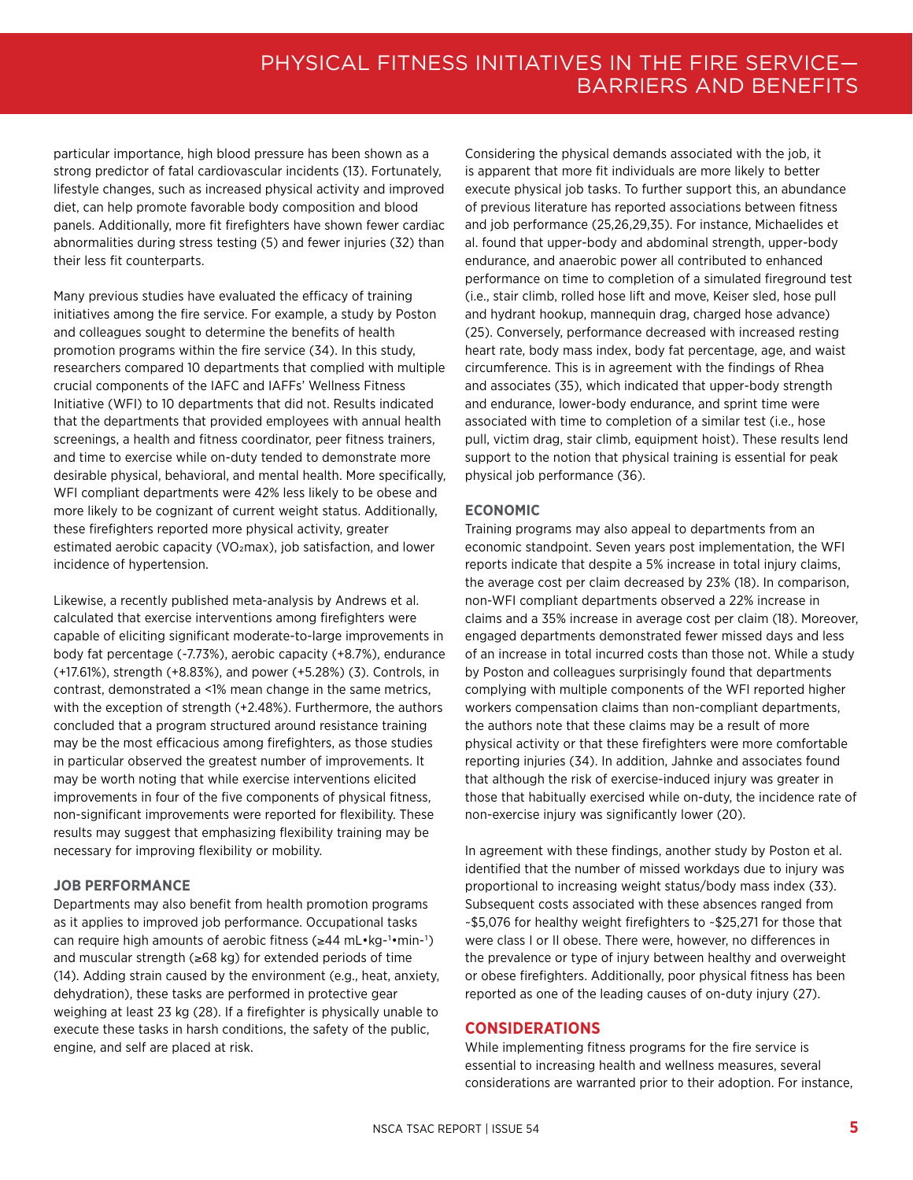particular importance, high blood pressure has been shown as a strong predictor of fatal cardiovascular incidents (13). Fortunately, lifestyle changes, such as increased physical activity and improved diet, can help promote favorable body composition and blood panels. Additionally, more fit firefighters have shown fewer cardiac abnormalities during stress testing (5) and fewer injuries (32) than their less fit counterparts.

Many previous studies have evaluated the efficacy of training initiatives among the fire service. For example, a study by Poston and colleagues sought to determine the benefits of health promotion programs within the fire service (34). In this study, researchers compared 10 departments that complied with multiple crucial components of the IAFC and IAFFs' Wellness Fitness Initiative (WFI) to 10 departments that did not. Results indicated that the departments that provided employees with annual health screenings, a health and fitness coordinator, peer fitness trainers, and time to exercise while on-duty tended to demonstrate more desirable physical, behavioral, and mental health. More specifically, WFI compliant departments were 42% less likely to be obese and more likely to be cognizant of current weight status. Additionally, these firefighters reported more physical activity, greater estimated aerobic capacity ($VO_2max$), job satisfaction, and lower incidence of hypertension.

Likewise, a recently published meta-analysis by Andrews et al. calculated that exercise interventions among firefighters were capable of eliciting significant moderate-to-large improvements in body fat percentage (-7.73%), aerobic capacity (+8.7%), endurance (+17.61%), strength (+8.83%), and power (+5.28%) (3). Controls, in contrast, demonstrated a <1% mean change in the same metrics, with the exception of strength (+2.48%). Furthermore, the authors concluded that a program structured around resistance training may be the most efficacious among firefighters, as those studies in particular observed the greatest number of improvements. It may be worth noting that while exercise interventions elicited improvements in four of the five components of physical fitness, non-significant improvements were reported for flexibility. These results may suggest that emphasizing flexibility training may be necessary for improving flexibility or mobility.

### JOB PERFORMANCE

Departments may also benefit from health promotion programs as it applies to improved job performance. Occupational tasks can require high amounts of aerobic fitness (≥44 $mL \cdot kg^{-1} \cdot min^{-1}$) and muscular strength (≥68 kg) for extended periods of time (14). Adding strain caused by the environment (e.g., heat, anxiety, dehydration), these tasks are performed in protective gear weighing at least 23 kg (28). If a firefighter is physically unable to execute these tasks in harsh conditions, the safety of the public, engine, and self are placed at risk.

Considering the physical demands associated with the job, it is apparent that more fit individuals are more likely to better execute physical job tasks. To further support this, an abundance of previous literature has reported associations between fitness and job performance (25,26,29,35). For instance, Michaelides et al. found that upper-body and abdominal strength, upper-body endurance, and anaerobic power all contributed to enhanced performance on time to completion of a simulated fireground test (i.e., stair climb, rolled hose lift and move, Keiser sled, hose pull and hydrant hookup, mannequin drag, charged hose advance) (25). Conversely, performance decreased with increased resting heart rate, body mass index, body fat percentage, age, and waist circumference. This is in agreement with the findings of Rhea and associates (35), which indicated that upper-body strength and endurance, lower-body endurance, and sprint time were associated with time to completion of a similar test (i.e., hose pull, victim drag, stair climb, equipment hoist). These results lend support to the notion that physical training is essential for peak physical job performance (36).

### ECONOMIC

Training programs may also appeal to departments from an economic standpoint. Seven years post implementation, the WFI reports indicate that despite a 5% increase in total injury claims, the average cost per claim decreased by 23% (18). In comparison, non-WFI compliant departments observed a 22% increase in claims and a 35% increase in average cost per claim (18). Moreover, engaged departments demonstrated fewer missed days and less of an increase in total incurred costs than those not. While a study by Poston and colleagues surprisingly found that departments complying with multiple components of the WFI reported higher workers compensation claims than non-compliant departments, the authors note that these claims may be a result of more physical activity or that these firefighters were more comfortable reporting injuries (34). In addition, Jahnke and associates found that although the risk of exercise-induced injury was greater in those that habitually exercised while on-duty, the incidence rate of non-exercise injury was significantly lower (20).

In agreement with these findings, another study by Poston et al. identified that the number of missed workdays due to injury was proportional to increasing weight status/body mass index (33). Subsequent costs associated with these absences ranged from ~$5,076 for healthy weight firefighters to ~$25,271 for those that were class I or II obese. There were, however, no differences in the prevalence or type of injury between healthy and overweight or obese firefighters. Additionally, poor physical fitness has been reported as one of the leading causes of on-duty injury (27).

## CONSIDERATIONS

While implementing fitness programs for the fire service is essential to increasing health and wellness measures, several considerations are warranted prior to their adoption. For instance,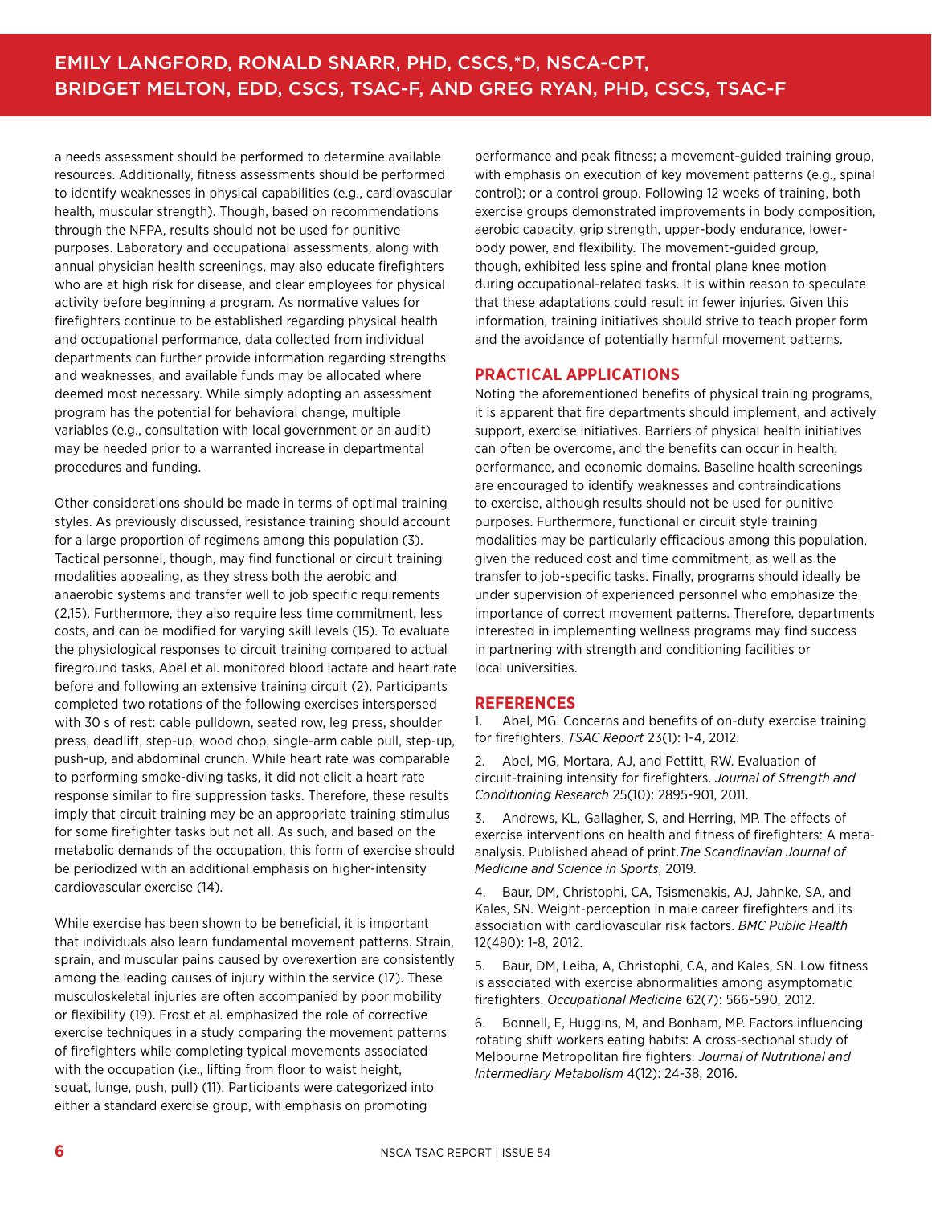a needs assessment should be performed to determine available resources. Additionally, fitness assessments should be performed to identify weaknesses in physical capabilities (e.g., cardiovascular health, muscular strength). Though, based on recommendations through the NFPA, results should not be used for punitive purposes. Laboratory and occupational assessments, along with annual physician health screenings, may also educate firefighters who are at high risk for disease, and clear employees for physical activity before beginning a program. As normative values for firefighters continue to be established regarding physical health and occupational performance, data collected from individual departments can further provide information regarding strengths and weaknesses, and available funds may be allocated where deemed most necessary. While simply adopting an assessment program has the potential for behavioral change, multiple variables (e.g., consultation with local government or an audit) may be needed prior to a warranted increase in departmental procedures and funding.

Other considerations should be made in terms of optimal training styles. As previously discussed, resistance training should account for a large proportion of regimens among this population (3). Tactical personnel, though, may find functional or circuit training modalities appealing, as they stress both the aerobic and anaerobic systems and transfer well to job specific requirements (2,15). Furthermore, they also require less time commitment, less costs, and can be modified for varying skill levels (15). To evaluate the physiological responses to circuit training compared to actual fireground tasks, Abel et al. monitored blood lactate and heart rate before and following an extensive training circuit (2). Participants completed two rotations of the following exercises interspersed with 30 s of rest: cable pulldown, seated row, leg press, shoulder press, deadlift, step-up, wood chop, single-arm cable pull, step-up, push-up, and abdominal crunch. While heart rate was comparable to performing smoke-diving tasks, it did not elicit a heart rate response similar to fire suppression tasks. Therefore, these results imply that circuit training may be an appropriate training stimulus for some firefighter tasks but not all. As such, and based on the metabolic demands of the occupation, this form of exercise should be periodized with an additional emphasis on higher-intensity cardiovascular exercise (14).

While exercise has been shown to be beneficial, it is important that individuals also learn fundamental movement patterns. Strain, sprain, and muscular pains caused by overexertion are consistently among the leading causes of injury within the service (17). These musculoskeletal injuries are often accompanied by poor mobility or flexibility (19). Frost et al. emphasized the role of corrective exercise techniques in a study comparing the movement patterns of firefighters while completing typical movements associated with the occupation (i.e., lifting from floor to waist height, squat, lunge, push, pull) (11). Participants were categorized into either a standard exercise group, with emphasis on promoting performance and peak fitness; a movement-guided training group, with emphasis on execution of key movement patterns (e.g., spinal control); or a control group. Following 12 weeks of training, both exercise groups demonstrated improvements in body composition, aerobic capacity, grip strength, upper-body endurance, lower-body power, and flexibility. The movement-guided group, though, exhibited less spine and frontal plane knee motion during occupational-related tasks. It is within reason to speculate that these adaptations could result in fewer injuries. Given this information, training initiatives should strive to teach proper form and the avoidance of potentially harmful movement patterns.

## PRACTICAL APPLICATIONS

Noting the aforementioned benefits of physical training programs, it is apparent that fire departments should implement, and actively support, exercise initiatives. Barriers of physical health initiatives can often be overcome, and the benefits can occur in health, performance, and economic domains. Baseline health screenings are encouraged to identify weaknesses and contraindications to exercise, although results should not be used for punitive purposes. Furthermore, functional or circuit style training modalities may be particularly efficacious among this population, given the reduced cost and time commitment, as well as the transfer to job-specific tasks. Finally, programs should ideally be under supervision of experienced personnel who emphasize the importance of correct movement patterns. Therefore, departments interested in implementing wellness programs may find success in partnering with strength and conditioning facilities or local universities.

## REFERENCES

1. Abel, MG. Concerns and benefits of on-duty exercise training for firefighters. *TSAC Report* 23(1): 1-4, 2012.

2. Abel, MG, Mortara, AJ, and Pettitt, RW. Evaluation of circuit-training intensity for firefighters. *Journal of Strength and Conditioning Research* 25(10): 2895-901, 2011.

3. Andrews, KL, Gallagher, S, and Herring, MP. The effects of exercise interventions on health and fitness of firefighters: A meta-analysis. Published ahead of print. *The Scandinavian Journal of Medicine and Science in Sports*, 2019.

4. Baur, DM, Christophi, CA, Tsismenakis, AJ, Jahnke, SA, and Kales, SN. Weight-perception in male career firefighters and its association with cardiovascular risk factors. *BMC Public Health* 12(480): 1-8, 2012.

5. Baur, DM, Leiba, A, Christophi, CA, and Kales, SN. Low fitness is associated with exercise abnormalities among asymptomatic firefighters. *Occupational Medicine* 62(7): 566-590, 2012.

6. Bonnell, E, Huggins, M, and Bonham, MP. Factors influencing rotating shift workers eating habits: A cross-sectional study of Melbourne Metropolitan fire fighters. *Journal of Nutritional and Intermediary Metabolism* 4(12): 24-38, 2016.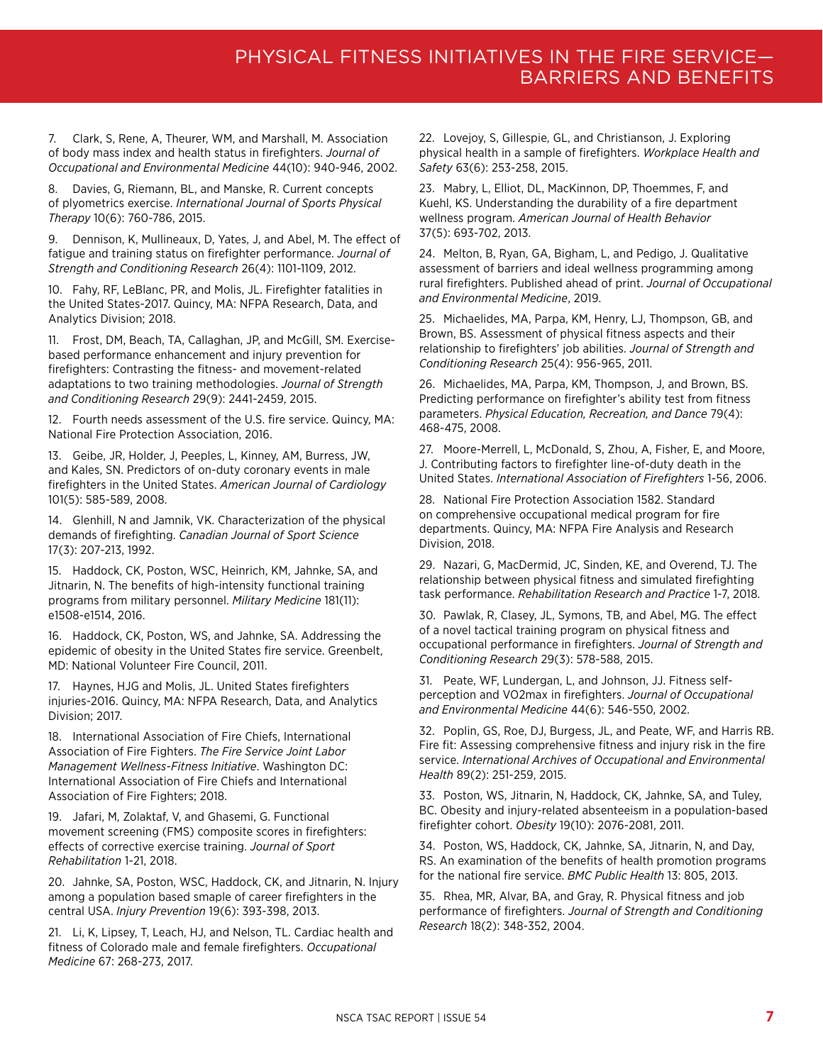7. Clark, S, Rene, A, Theurer, WM, and Marshall, M. Association of body mass index and health status in firefighters. *Journal of Occupational and Environmental Medicine* 44(10): 940-946, 2002.

8. Davies, G, Riemann, BL, and Manske, R. Current concepts of plyometrics exercise. *International Journal of Sports Physical Therapy* 10(6): 760-786, 2015.

9. Dennison, K, Mullineaux, D, Yates, J, and Abel, M. The effect of fatigue and training status on firefighter performance. *Journal of Strength and Conditioning Research* 26(4): 1101-1109, 2012.

10. Fahy, RF, LeBlanc, PR, and Molis, JL. Firefighter fatalities in the United States-2017. Quincy, MA: NFPA Research, Data, and Analytics Division; 2018.

11. Frost, DM, Beach, TA, Callaghan, JP, and McGill, SM. Exercise-based performance enhancement and injury prevention for firefighters: Contrasting the fitness- and movement-related adaptations to two training methodologies. *Journal of Strength and Conditioning Research* 29(9): 2441-2459, 2015.

12. Fourth needs assessment of the U.S. fire service. Quincy, MA: National Fire Protection Association, 2016.

13. Geibe, JR, Holder, J, Peeples, L, Kinney, AM, Burress, JW, and Kales, SN. Predictors of on-duty coronary events in male firefighters in the United States. *American Journal of Cardiology* 101(5): 585-589, 2008.

14. Glenhill, N and Jamnik, VK. Characterization of the physical demands of firefighting. *Canadian Journal of Sport Science* 17(3): 207-213, 1992.

15. Haddock, CK, Poston, WSC, Heinrich, KM, Jahnke, SA, and Jitnarin, N. The benefits of high-intensity functional training programs from military personnel. *Military Medicine* 181(11): e1508-e1514, 2016.

16. Haddock, CK, Poston, WS, and Jahnke, SA. Addressing the epidemic of obesity in the United States fire service. Greenbelt, MD: National Volunteer Fire Council, 2011.

17. Haynes, HJG and Molis, JL. United States firefighters injuries-2016. Quincy, MA: NFPA Research, Data, and Analytics Division; 2017.

18. International Association of Fire Chiefs, International Association of Fire Fighters. *The Fire Service Joint Labor Management Wellness-Fitness Initiative*. Washington DC: International Association of Fire Chiefs and International Association of Fire Fighters; 2018.

19. Jafari, M, Zolaktaf, V, and Ghasemi, G. Functional movement screening (FMS) composite scores in firefighters: effects of corrective exercise training. *Journal of Sport Rehabilitation* 1-21, 2018.

20. Jahnke, SA, Poston, WSC, Haddock, CK, and Jitnarin, N. Injury among a population based smaple of career firefighters in the central USA. *Injury Prevention* 19(6): 393-398, 2013.

21. Li, K, Lipsey, T, Leach, HJ, and Nelson, TL. Cardiac health and fitness of Colorado male and female firefighters. *Occupational Medicine* 67: 268-273, 2017.

22. Lovejoy, S, Gillespie, GL, and Christianson, J. Exploring physical health in a sample of firefighters. *Workplace Health and Safety* 63(6): 253-258, 2015.

23. Mabry, L, Elliot, DL, MacKinnon, DP, Thoemmes, F, and Kuehl, KS. Understanding the durability of a fire department wellness program. *American Journal of Health Behavior* 37(5): 693-702, 2013.

24. Melton, B, Ryan, GA, Bigham, L, and Pedigo, J. Qualitative assessment of barriers and ideal wellness programming among rural firefighters. Published ahead of print. *Journal of Occupational and Environmental Medicine*, 2019.

25. Michaelides, MA, Parpa, KM, Henry, LJ, Thompson, GB, and Brown, BS. Assessment of physical fitness aspects and their relationship to firefighters' job abilities. *Journal of Strength and Conditioning Research* 25(4): 956-965, 2011.

26. Michaelides, MA, Parpa, KM, Thompson, J, and Brown, BS. Predicting performance on firefighter's ability test from fitness parameters. *Physical Education, Recreation, and Dance* 79(4): 468-475, 2008.

27. Moore-Merrell, L, McDonald, S, Zhou, A, Fisher, E, and Moore, J. Contributing factors to firefighter line-of-duty death in the United States. *International Association of Firefighters* 1-56, 2006.

28. National Fire Protection Association 1582. Standard on comprehensive occupational medical program for fire departments. Quincy, MA: NFPA Fire Analysis and Research Division, 2018.

29. Nazari, G, MacDermid, JC, Sinden, KE, and Overend, TJ. The relationship between physical fitness and simulated firefighting task performance. *Rehabilitation Research and Practice* 1-7, 2018.

30. Pawlak, R, Clasey, JL, Symons, TB, and Abel, MG. The effect of a novel tactical training program on physical fitness and occupational performance in firefighters. *Journal of Strength and Conditioning Research* 29(3): 578-588, 2015.

31. Peate, WF, Lundergan, L, and Johnson, JJ. Fitness self-perception and VO2max in firefighters. *Journal of Occupational and Environmental Medicine* 44(6): 546-550, 2002.

32. Poplin, GS, Roe, DJ, Burgess, JL, and Peate, WF, and Harris RB. Fire fit: Assessing comprehensive fitness and injury risk in the fire service. *International Archives of Occupational and Environmental Health* 89(2): 251-259, 2015.

33. Poston, WS, Jitnarin, N, Haddock, CK, Jahnke, SA, and Tuley, BC. Obesity and injury-related absenteeism in a population-based firefighter cohort. *Obesity* 19(10): 2076-2081, 2011.

34. Poston, WS, Haddock, CK, Jahnke, SA, Jitnarin, N, and Day, RS. An examination of the benefits of health promotion programs for the national fire service. *BMC Public Health* 13: 805, 2013.

35. Rhea, MR, Alvar, BA, and Gray, R. Physical fitness and job performance of firefighters. *Journal of Strength and Conditioning Research* 18(2): 348-352, 2004.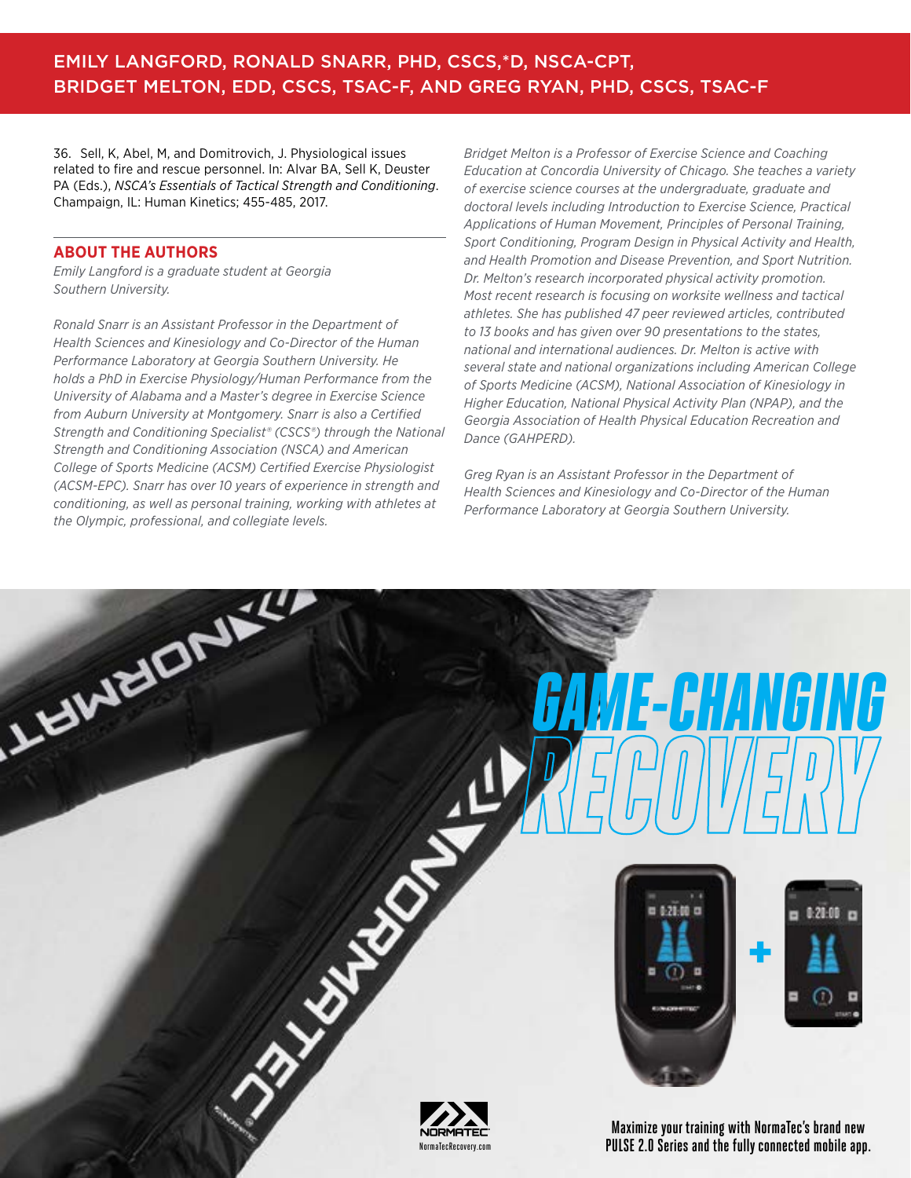36. Sell, K, Abel, M, and Domitrovich, J. Physiological issues related to fire and rescue personnel. In: Alvar BA, Sell K, Deuster PA (Eds.), *NSCA's Essentials of Tactical Strength and Conditioning*. Champaign, IL: Human Kinetics; 455-485, 2017.

## ABOUT THE AUTHORS

*Emily Langford is a graduate student at Georgia Southern University.*

*Ronald Snarr is an Assistant Professor in the Department of Health Sciences and Kinesiology and Co-Director of the Human Performance Laboratory at Georgia Southern University. He holds a PhD in Exercise Physiology/Human Performance from the University of Alabama and a Master's degree in Exercise Science from Auburn University at Montgomery. Snarr is also a Certified Strength and Conditioning Specialist® (CSCS®) through the National Strength and Conditioning Association (NSCA) and American College of Sports Medicine (ACSM) Certified Exercise Physiologist (ACSM-EPC). Snarr has over 10 years of experience in strength and conditioning, as well as personal training, working with athletes at the Olympic, professional, and collegiate levels.*

*Bridget Melton is a Professor of Exercise Science and Coaching Education at Concordia University of Chicago. She teaches a variety of exercise science courses at the undergraduate, graduate and doctoral levels including Introduction to Exercise Science, Practical Applications of Human Movement, Principles of Personal Training, Sport Conditioning, Program Design in Physical Activity and Health, and Health Promotion and Disease Prevention, and Sport Nutrition. Dr. Melton's research incorporated physical activity promotion. Most recent research is focusing on worksite wellness and tactical athletes. She has published 47 peer reviewed articles, contributed to 13 books and has given over 90 presentations to the states, national and international audiences. Dr. Melton is active with several state and national organizations including American College of Sports Medicine (ACSM), National Association of Kinesiology in Higher Education, National Physical Activity Plan (NPAP), and the Georgia Association of Health Physical Education Recreation and Dance (GAHPERD).*

*Greg Ryan is an Assistant Professor in the Department of Health Sciences and Kinesiology and Co-Director of the Human Performance Laboratory at Georgia Southern University.*

GAME-CHANGING RECOVERY

Maximize your training with NormaTec's brand new PULSE 2.0 Series and the fully connected mobile app.

NORMATEC
NormaTecRecovery.com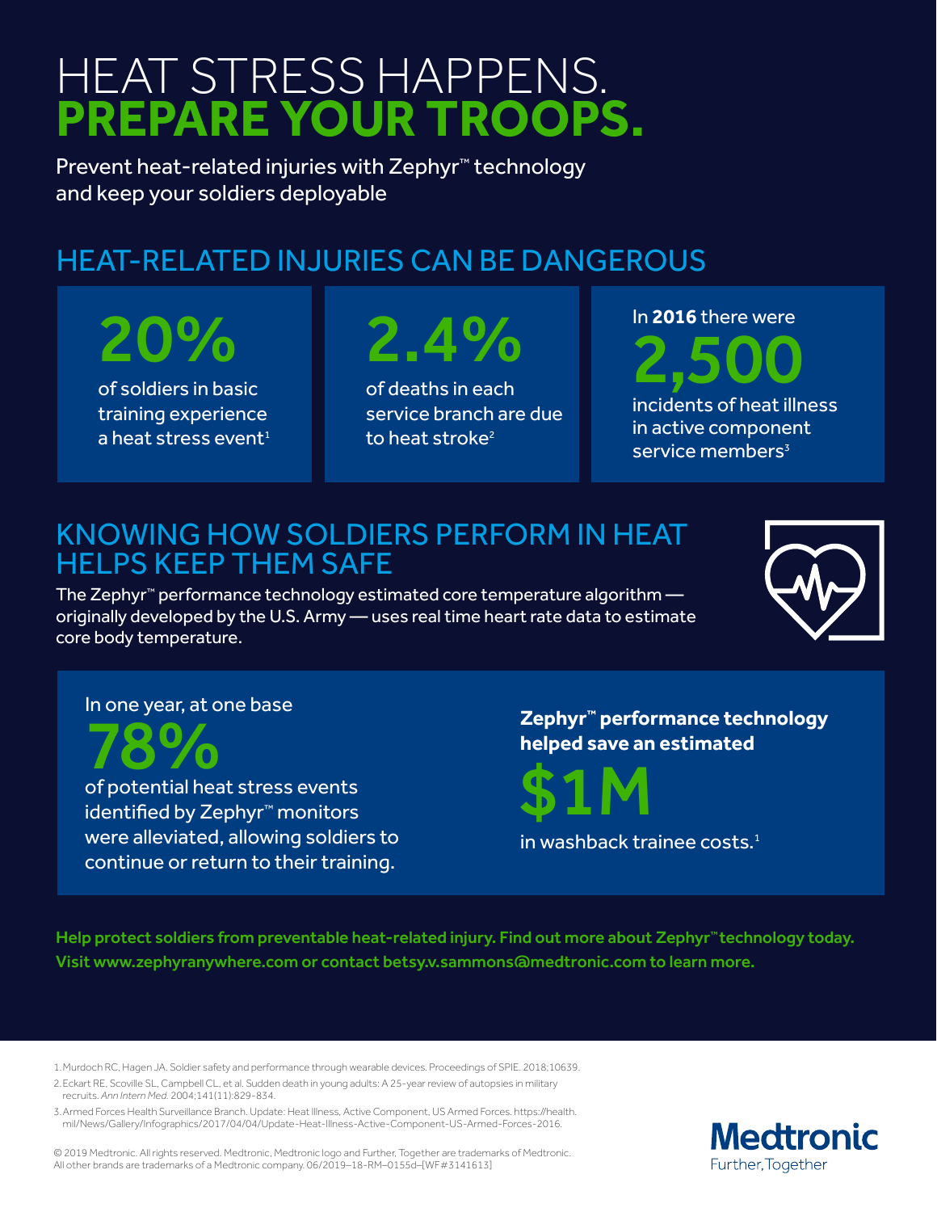# HEAT STRESS HAPPENS. **PREPARE YOUR TROOPS.**

Prevent heat-related injuries with Zephyr™ technology and keep your soldiers deployable

## HEAT-RELATED INJURIES CAN BE DANGEROUS

**20%**

of soldiers in basic training experience a heat stress event[1]

**2.4%**

of deaths in each service branch are due to heat stroke[2]

In **2016** there were

**2,500**

incidents of heat illness in active component service members[3]

## KNOWING HOW SOLDIERS PERFORM IN HEAT HELPS KEEP THEM SAFE

The Zephyr™ performance technology estimated core temperature algorithm — originally developed by the U.S. Army — uses real time heart rate data to estimate core body temperature.

In one year, at one base

**78%**

of potential heat stress events identified by Zephyr™ monitors were alleviated, allowing soldiers to continue or return to their training.

**Zephyr™ performance technology helped save an estimated**

**$1M**

in washback trainee costs.[1]

**Help protect soldiers from preventable heat-related injury. Find out more about Zephyr™ technology today. Visit www.zephyranywhere.com or contact betsy.v.sammons@medtronic.com to learn more.**

1. Murdoch RC, Hagen JA. Soldier safety and performance through wearable devices. Proceedings of SPIE. 2018;10639.
2. Eckart RE, Scoville SL, Campbell CL, et al. Sudden death in young adults: A 25-year review of autopsies in military recruits. *Ann Intern Med.* 2004;141(11):829-834.
3. Armed Forces Health Surveillance Branch. Update: Heat Illness, Active Component, US Armed Forces. https://health.mil/News/Gallery/Infographics/2017/04/04/Update-Heat-Illness-Active-Component-US-Armed-Forces-2016.

© 2019 Medtronic. All rights reserved. Medtronic, Medtronic logo and Further, Together are trademarks of Medtronic. All other brands are trademarks of a Medtronic company. 06/2019–18-RM–0155d–[WF#3141613]

Medtronic
Further, Together